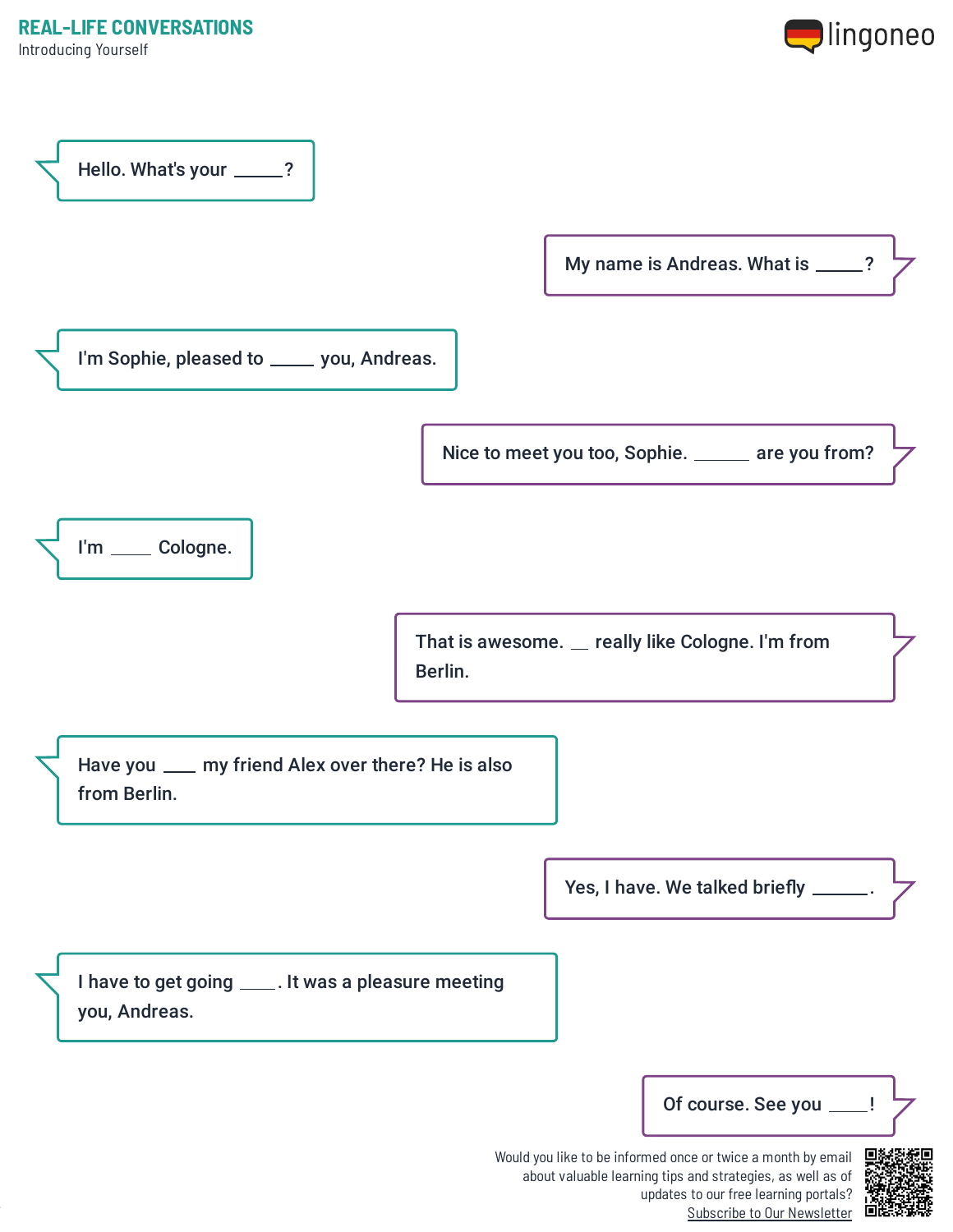**REAL-LIFE CONVERSATIONS**

Introducing Yourself

Hello. What's your _____?

My name is Andreas. What is _____?

I'm Sophie, pleased to _____ you, Andreas.

Nice to meet you too, Sophie. ______ are you from?

I'm _____ Cologne.

That is awesome. __ really like Cologne. I'm from Berlin.

Have you ___ my friend Alex over there? He is also from Berlin.

Yes, I have. We talked briefly ______.

I have to get going ____. It was a pleasure meeting you, Andreas.

Of course. See you ____!

Would you like to be informed once or twice a month by email about valuable learning tips and strategies, as well as of updates to our free learning portals? Subscribe to Our Newsletter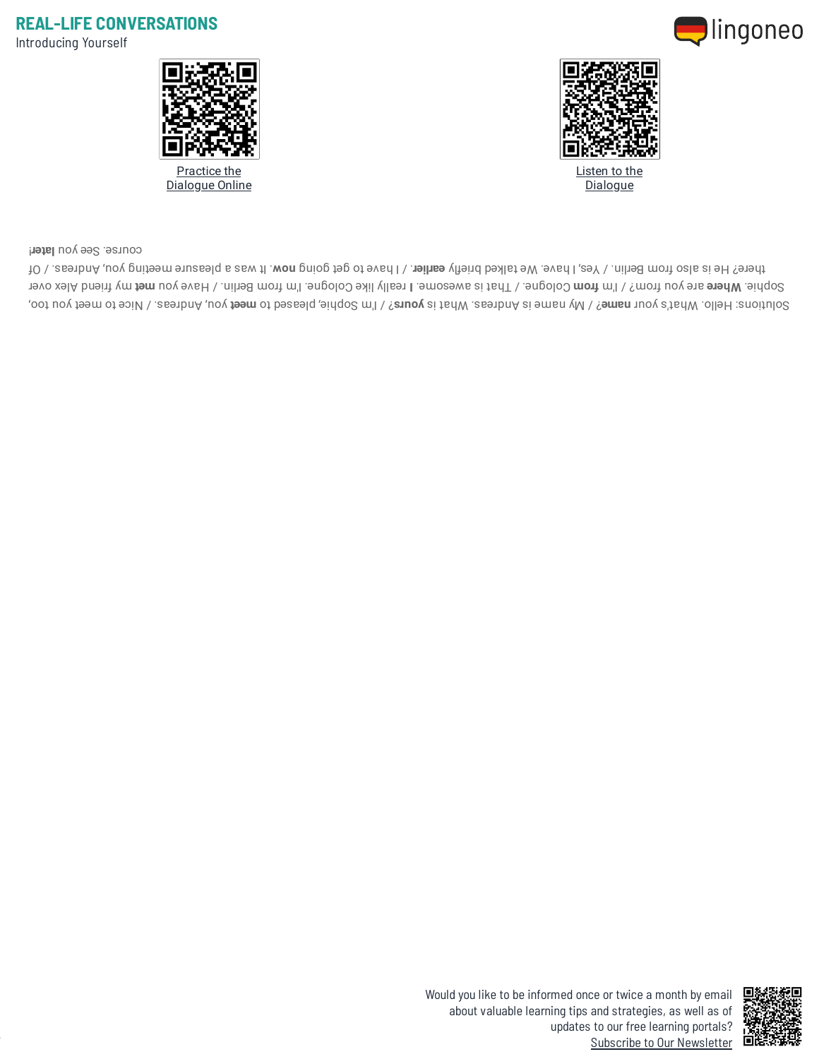# REAL-LIFE CONVERSATIONS

Introducing Yourself

Practice the Dialogue Online

Listen to the Dialogue

Solutions: Hello. What's your **name**? / My name is Andreas. What is **yours**? / I'm Sophie, pleased to **meet** you, Andreas. / Nice to meet you too, Sophie. **Where** are you from? / I'm **from** Cologne. / That is awesome. **I** really like Cologne. I'm from Berlin. / Have you **met** my friend Alex over there? He is also from Berlin. / Yes, I have. We talked briefly **earlier**. / I have to get going **now**. It was a pleasure meeting you, Andreas. / Of course. See you **later**!

Would you like to be informed once or twice a month by email about valuable learning tips and strategies, as well as of updates to our free learning portals?
Subscribe to Our Newsletter